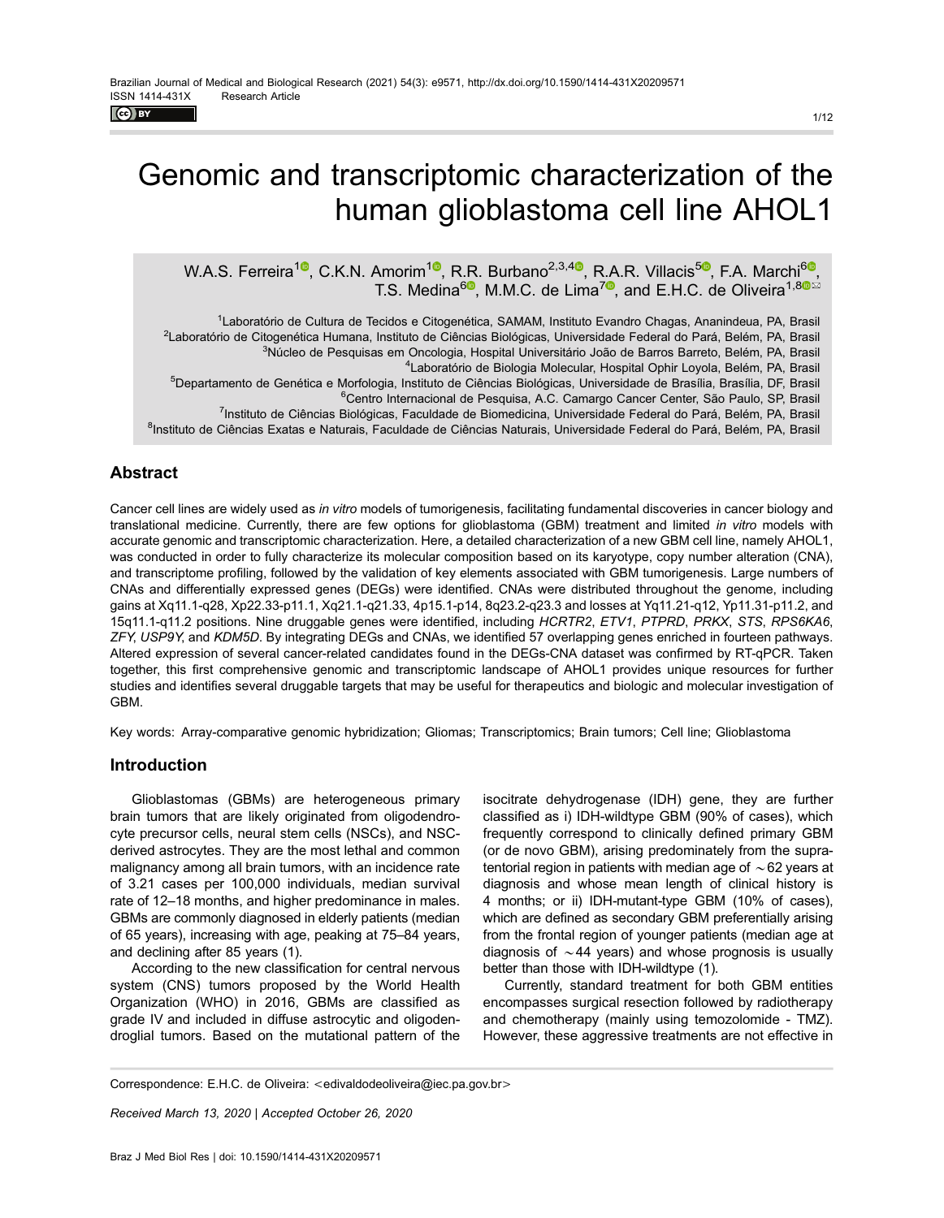# Genomic and transcriptomic characterization of the human glioblastoma cell line AHOL1

W.A.S. Ferreira[1], C.K.N. Amorim[1], R.R. Burbano[2,3,4], R.A.R. Villacis[5], F.A. Marchi[6], T.S. Medina[6], M.M.C. de Lima[7], and E.H.C. de Oliveira[1,8]

[1]Laboratório de Cultura de Tecidos e Citogenética, SAMAM, Instituto Evandro Chagas, Ananindeua, PA, Brasil
[2]Laboratório de Citogenética Humana, Instituto de Ciências Biológicas, Universidade Federal do Pará, Belém, PA, Brasil
[3]Núcleo de Pesquisas em Oncologia, Hospital Universitário João de Barros Barreto, Belém, PA, Brasil
[4]Laboratório de Biologia Molecular, Hospital Ophir Loyola, Belém, PA, Brasil
[5]Departamento de Genética e Morfologia, Instituto de Ciências Biológicas, Universidade de Brasília, Brasília, DF, Brasil
[6]Centro Internacional de Pesquisa, A.C. Camargo Cancer Center, São Paulo, SP, Brasil
[7]Instituto de Ciências Biológicas, Faculdade de Biomedicina, Universidade Federal do Pará, Belém, PA, Brasil
[8]Instituto de Ciências Exatas e Naturais, Faculdade de Ciências Naturais, Universidade Federal do Pará, Belém, PA, Brasil

## Abstract

Cancer cell lines are widely used as *in vitro* models of tumorigenesis, facilitating fundamental discoveries in cancer biology and translational medicine. Currently, there are few options for glioblastoma (GBM) treatment and limited *in vitro* models with accurate genomic and transcriptomic characterization. Here, a detailed characterization of a new GBM cell line, namely AHOL1, was conducted in order to fully characterize its molecular composition based on its karyotype, copy number alteration (CNA), and transcriptome profiling, followed by the validation of key elements associated with GBM tumorigenesis. Large numbers of CNAs and differentially expressed genes (DEGs) were identified. CNAs were distributed throughout the genome, including gains at Xq11.1-q28, Xp22.33-p11.1, Xq21.1-q21.33, 4p15.1-p14, 8q23.2-q23.3 and losses at Yq11.21-q12, Yp11.31-p11.2, and 15q11.1-q11.2 positions. Nine druggable genes were identified, including *HCRTR2*, *ETV1*, *PTPRD*, *PRKX*, *STS*, *RPS6KA6*, *ZFY*, *USP9Y*, and *KDM5D*. By integrating DEGs and CNAs, we identified 57 overlapping genes enriched in fourteen pathways. Altered expression of several cancer-related candidates found in the DEGs-CNA dataset was confirmed by RT-qPCR. Taken together, this first comprehensive genomic and transcriptomic landscape of AHOL1 provides unique resources for further studies and identifies several druggable targets that may be useful for therapeutics and biologic and molecular investigation of GBM.

Key words: Array-comparative genomic hybridization; Gliomas; Transcriptomics; Brain tumors; Cell line; Glioblastoma

## Introduction

Glioblastomas (GBMs) are heterogeneous primary brain tumors that are likely originated from oligodendrocyte precursor cells, neural stem cells (NSCs), and NSC-derived astrocytes. They are the most lethal and common malignancy among all brain tumors, with an incidence rate of 3.21 cases per 100,000 individuals, median survival rate of 12–18 months, and higher predominance in males. GBMs are commonly diagnosed in elderly patients (median of 65 years), increasing with age, peaking at 75–84 years, and declining after 85 years (1).

According to the new classification for central nervous system (CNS) tumors proposed by the World Health Organization (WHO) in 2016, GBMs are classified as grade IV and included in diffuse astrocytic and oligodendroglial tumors. Based on the mutational pattern of the isocitrate dehydrogenase (IDH) gene, they are further classified as i) IDH-wildtype GBM (90% of cases), which frequently correspond to clinically defined primary GBM (or de novo GBM), arising predominately from the supratentorial region in patients with median age of ~62 years at diagnosis and whose mean length of clinical history is 4 months; or ii) IDH-mutant-type GBM (10% of cases), which are defined as secondary GBM preferentially arising from the frontal region of younger patients (median age at diagnosis of ~44 years) and whose prognosis is usually better than those with IDH-wildtype (1).

Currently, standard treatment for both GBM entities encompasses surgical resection followed by radiotherapy and chemotherapy (mainly using temozolomide - TMZ). However, these aggressive treatments are not effective in

Correspondence: E.H.C. de Oliveira: <edivaldodeoliveira@iec.pa.gov.br>

*Received March 13, 2020 | Accepted October 26, 2020*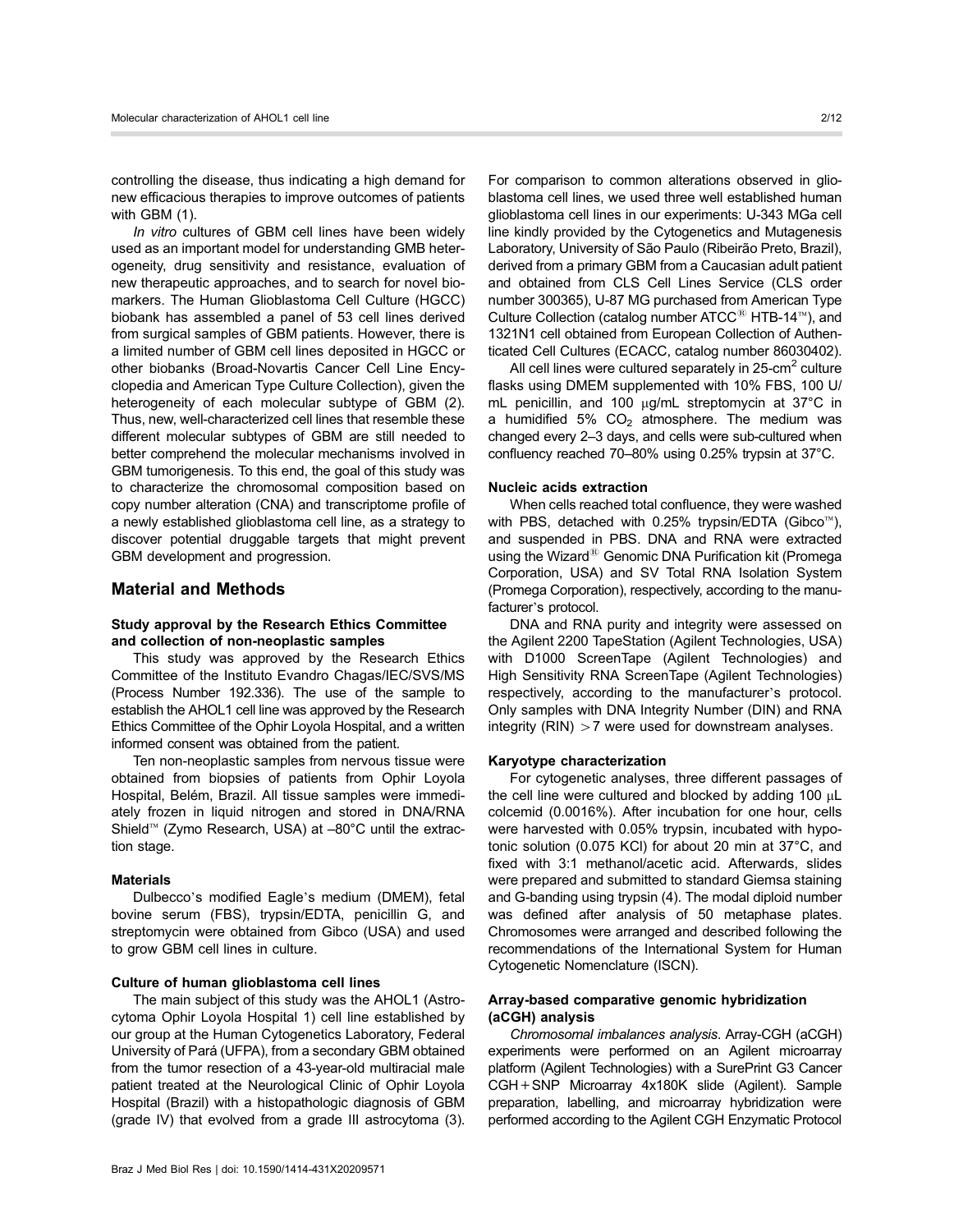controlling the disease, thus indicating a high demand for new efficacious therapies to improve outcomes of patients with GBM (1).

*In vitro* cultures of GBM cell lines have been widely used as an important model for understanding GMB heterogeneity, drug sensitivity and resistance, evaluation of new therapeutic approaches, and to search for novel biomarkers. The Human Glioblastoma Cell Culture (HGCC) biobank has assembled a panel of 53 cell lines derived from surgical samples of GBM patients. However, there is a limited number of GBM cell lines deposited in HGCC or other biobanks (Broad-Novartis Cancer Cell Line Encyclopedia and American Type Culture Collection), given the heterogeneity of each molecular subtype of GBM (2). Thus, new, well-characterized cell lines that resemble these different molecular subtypes of GBM are still needed to better comprehend the molecular mechanisms involved in GBM tumorigenesis. To this end, the goal of this study was to characterize the chromosomal composition based on copy number alteration (CNA) and transcriptome profile of a newly established glioblastoma cell line, as a strategy to discover potential druggable targets that might prevent GBM development and progression.

## Material and Methods

### Study approval by the Research Ethics Committee and collection of non-neoplastic samples

This study was approved by the Research Ethics Committee of the Instituto Evandro Chagas/IEC/SVS/MS (Process Number 192.336). The use of the sample to establish the AHOL1 cell line was approved by the Research Ethics Committee of the Ophir Loyola Hospital, and a written informed consent was obtained from the patient.

Ten non-neoplastic samples from nervous tissue were obtained from biopsies of patients from Ophir Loyola Hospital, Belém, Brazil. All tissue samples were immediately frozen in liquid nitrogen and stored in DNA/RNA Shield™ (Zymo Research, USA) at –80°C until the extraction stage.

### Materials

Dulbecco's modified Eagle's medium (DMEM), fetal bovine serum (FBS), trypsin/EDTA, penicillin G, and streptomycin were obtained from Gibco (USA) and used to grow GBM cell lines in culture.

### Culture of human glioblastoma cell lines

The main subject of this study was the AHOL1 (Astrocytoma Ophir Loyola Hospital 1) cell line established by our group at the Human Cytogenetics Laboratory, Federal University of Pará (UFPA), from a secondary GBM obtained from the tumor resection of a 43-year-old multiracial male patient treated at the Neurological Clinic of Ophir Loyola Hospital (Brazil) with a histopathologic diagnosis of GBM (grade IV) that evolved from a grade III astrocytoma (3). For comparison to common alterations observed in glioblastoma cell lines, we used three well established human glioblastoma cell lines in our experiments: U-343 MGa cell line kindly provided by the Cytogenetics and Mutagenesis Laboratory, University of São Paulo (Ribeirão Preto, Brazil), derived from a primary GBM from a Caucasian adult patient and obtained from CLS Cell Lines Service (CLS order number 300365), U-87 MG purchased from American Type Culture Collection (catalog number ATCC® HTB-14™), and 1321N1 cell obtained from European Collection of Authenticated Cell Cultures (ECACC, catalog number 86030402).

All cell lines were cultured separately in 25-cm$^2$ culture flasks using DMEM supplemented with 10% FBS, 100 U/mL penicillin, and 100 μg/mL streptomycin at 37°C in a humidified 5% $CO_2$ atmosphere. The medium was changed every 2–3 days, and cells were sub-cultured when confluency reached 70–80% using 0.25% trypsin at 37°C.

### Nucleic acids extraction

When cells reached total confluence, they were washed with PBS, detached with 0.25% trypsin/EDTA (Gibco™), and suspended in PBS. DNA and RNA were extracted using the Wizard® Genomic DNA Purification kit (Promega Corporation, USA) and SV Total RNA Isolation System (Promega Corporation), respectively, according to the manufacturer's protocol.

DNA and RNA purity and integrity were assessed on the Agilent 2200 TapeStation (Agilent Technologies, USA) with D1000 ScreenTape (Agilent Technologies) and High Sensitivity RNA ScreenTape (Agilent Technologies) respectively, according to the manufacturer's protocol. Only samples with DNA Integrity Number (DIN) and RNA integrity (RIN) $>7$ were used for downstream analyses.

### Karyotype characterization

For cytogenetic analyses, three different passages of the cell line were cultured and blocked by adding 100 μL colcemid (0.0016%). After incubation for one hour, cells were harvested with 0.05% trypsin, incubated with hypotonic solution (0.075 KCl) for about 20 min at 37°C, and fixed with 3:1 methanol/acetic acid. Afterwards, slides were prepared and submitted to standard Giemsa staining and G-banding using trypsin (4). The modal diploid number was defined after analysis of 50 metaphase plates. Chromosomes were arranged and described following the recommendations of the International System for Human Cytogenetic Nomenclature (ISCN).

### Array-based comparative genomic hybridization (aCGH) analysis

*Chromosomal imbalances analysis*. Array-CGH (aCGH) experiments were performed on an Agilent microarray platform (Agilent Technologies) with a SurePrint G3 Cancer CGH+SNP Microarray 4x180K slide (Agilent). Sample preparation, labelling, and microarray hybridization were performed according to the Agilent CGH Enzymatic Protocol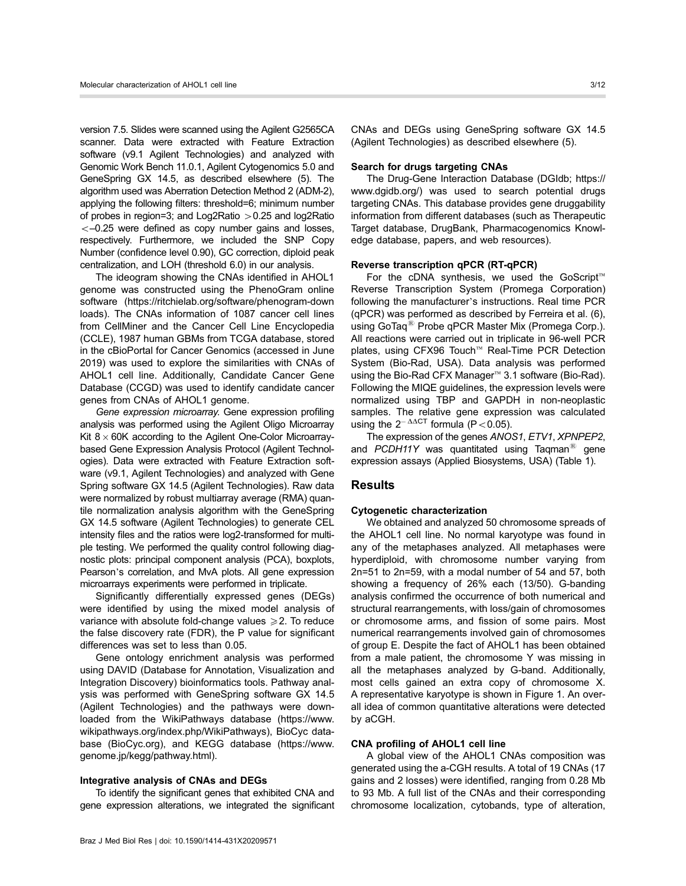version 7.5. Slides were scanned using the Agilent G2565CA scanner. Data were extracted with Feature Extraction software (v9.1 Agilent Technologies) and analyzed with Genomic Work Bench 11.0.1, Agilent Cytogenomics 5.0 and GeneSpring GX 14.5, as described elsewhere (5). The algorithm used was Aberration Detection Method 2 (ADM-2), applying the following filters: threshold=6; minimum number of probes in region=3; and Log2Ratio >0.25 and log2Ratio <–0.25 were defined as copy number gains and losses, respectively. Furthermore, we included the SNP Copy Number (confidence level 0.90), GC correction, diploid peak centralization, and LOH (threshold 6.0) in our analysis.

The ideogram showing the CNAs identified in AHOL1 genome was constructed using the PhenoGram online software (https://ritchielab.org/software/phenogram-downloads). The CNAs information of 1087 cancer cell lines from CellMiner and the Cancer Cell Line Encyclopedia (CCLE), 1987 human GBMs from TCGA database, stored in the cBioPortal for Cancer Genomics (accessed in June 2019) was used to explore the similarities with CNAs of AHOL1 cell line. Additionally, Candidate Cancer Gene Database (CCGD) was used to identify candidate cancer genes from CNAs of AHOL1 genome.

*Gene expression microarray.* Gene expression profiling analysis was performed using the Agilent Oligo Microarray Kit 8 × 60K according to the Agilent One-Color Microarray-based Gene Expression Analysis Protocol (Agilent Technologies). Data were extracted with Feature Extraction software (v9.1, Agilent Technologies) and analyzed with Gene Spring software GX 14.5 (Agilent Technologies). Raw data were normalized by robust multiarray average (RMA) quantile normalization analysis algorithm with the GeneSpring GX 14.5 software (Agilent Technologies) to generate CEL intensity files and the ratios were log2-transformed for multiple testing. We performed the quality control following diagnostic plots: principal component analysis (PCA), boxplots, Pearson's correlation, and MvA plots. All gene expression microarrays experiments were performed in triplicate.

Significantly differentially expressed genes (DEGs) were identified by using the mixed model analysis of variance with absolute fold-change values ⩾2. To reduce the false discovery rate (FDR), the P value for significant differences was set to less than 0.05.

Gene ontology enrichment analysis was performed using DAVID (Database for Annotation, Visualization and Integration Discovery) bioinformatics tools. Pathway analysis was performed with GeneSpring software GX 14.5 (Agilent Technologies) and the pathways were downloaded from the WikiPathways database (https://www.wikipathways.org/index.php/WikiPathways), BioCyc database (BioCyc.org), and KEGG database (https://www.genome.jp/kegg/pathway.html).

#### Integrative analysis of CNAs and DEGs

To identify the significant genes that exhibited CNA and gene expression alterations, we integrated the significant CNAs and DEGs using GeneSpring software GX 14.5 (Agilent Technologies) as described elsewhere (5).

#### Search for drugs targeting CNAs

The Drug-Gene Interaction Database (DGIdb; https://www.dgidb.org/) was used to search potential drugs targeting CNAs. This database provides gene druggability information from different databases (such as Therapeutic Target database, DrugBank, Pharmacogenomics Knowledge database, papers, and web resources).

#### Reverse transcription qPCR (RT-qPCR)

For the cDNA synthesis, we used the GoScript™ Reverse Transcription System (Promega Corporation) following the manufacturer's instructions. Real time PCR (qPCR) was performed as described by Ferreira et al. (6), using GoTaq® Probe qPCR Master Mix (Promega Corp.). All reactions were carried out in triplicate in 96-well PCR plates, using CFX96 Touch™ Real-Time PCR Detection System (Bio-Rad, USA). Data analysis was performed using the Bio-Rad CFX Manager™ 3.1 software (Bio-Rad). Following the MIQE guidelines, the expression levels were normalized using TBP and GAPDH in non-neoplastic samples. The relative gene expression was calculated using the $2^{-\Delta\Delta CT}$ formula ($P<0.05$).

The expression of the genes *ANOS1*, *ETV1*, *XPNPEP2*, and *PCDH11Y* was quantitated using Taqman® gene expression assays (Applied Biosystems, USA) (Table 1).

## Results

#### Cytogenetic characterization

We obtained and analyzed 50 chromosome spreads of the AHOL1 cell line. No normal karyotype was found in any of the metaphases analyzed. All metaphases were hyperdiploid, with chromosome number varying from 2n=51 to 2n=59, with a modal number of 54 and 57, both showing a frequency of 26% each (13/50). G-banding analysis confirmed the occurrence of both numerical and structural rearrangements, with loss/gain of chromosomes or chromosome arms, and fission of some pairs. Most numerical rearrangements involved gain of chromosomes of group E. Despite the fact of AHOL1 has been obtained from a male patient, the chromosome Y was missing in all the metaphases analyzed by G-band. Additionally, most cells gained an extra copy of chromosome X. A representative karyotype is shown in Figure 1. An overall idea of common quantitative alterations were detected by aCGH.

#### CNA profiling of AHOL1 cell line

A global view of the AHOL1 CNAs composition was generated using the a-CGH results. A total of 19 CNAs (17 gains and 2 losses) were identified, ranging from 0.28 Mb to 93 Mb. A full list of the CNAs and their corresponding chromosome localization, cytobands, type of alteration,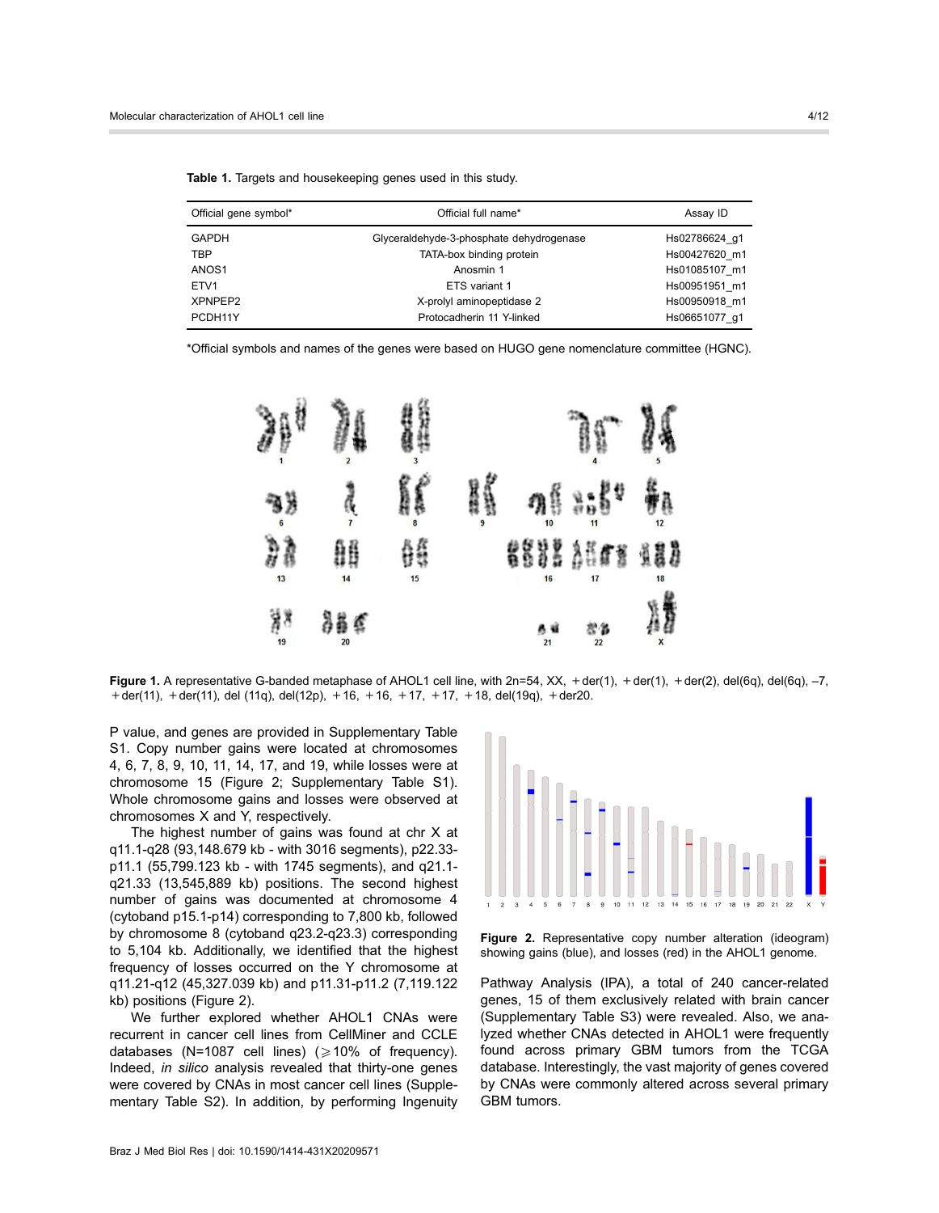**Table 1.** Targets and housekeeping genes used in this study.

| Official gene symbol* | Official full name* | Assay ID |
|---|---|---|
| GAPDH | Glyceraldehyde-3-phosphate dehydrogenase | Hs02786624_g1 |
| TBP | TATA-box binding protein | Hs00427620_m1 |
| ANOS1 | Anosmin 1 | Hs01085107_m1 |
| ETV1 | ETS variant 1 | Hs00951951_m1 |
| XPNPEP2 | X-prolyl aminopeptidase 2 | Hs00950918_m1 |
| PCDH11Y | Protocadherin 11 Y-linked | Hs06651077_g1 |

*Official symbols and names of the genes were based on HUGO gene nomenclature committee (HGNC).

**Figure 1.** A representative G-banded metaphase of AHOL1 cell line, with 2n=54, XX, +der(1), +der(1), +der(2), del(6q), del(6q), –7, +der(11), +der(11), del (11q), del(12p), +16, +16, +17, +17, +18, del(19q), +der20.

P value, and genes are provided in Supplementary Table S1. Copy number gains were located at chromosomes 4, 6, 7, 8, 9, 10, 11, 14, 17, and 19, while losses were at chromosome 15 (Figure 2; Supplementary Table S1). Whole chromosome gains and losses were observed at chromosomes X and Y, respectively.

The highest number of gains was found at chr X at q11.1-q28 (93,148.679 kb - with 3016 segments), p22.33-p11.1 (55,799.123 kb - with 1745 segments), and q21.1-q21.33 (13,545,889 kb) positions. The second highest number of gains was documented at chromosome 4 (cytoband p15.1-p14) corresponding to 7,800 kb, followed by chromosome 8 (cytoband q23.2-q23.3) corresponding to 5,104 kb. Additionally, we identified that the highest frequency of losses occurred on the Y chromosome at q11.21-q12 (45,327.039 kb) and p11.31-p11.2 (7,119.122 kb) positions (Figure 2).

We further explored whether AHOL1 CNAs were recurrent in cancer cell lines from CellMiner and CCLE databases (N=1087 cell lines) (⩾10% of frequency). Indeed, *in silico* analysis revealed that thirty-one genes were covered by CNAs in most cancer cell lines (Supplementary Table S2). In addition, by performing Ingenuity Pathway Analysis (IPA), a total of 240 cancer-related genes, 15 of them exclusively related with brain cancer (Supplementary Table S3) were revealed. Also, we analyzed whether CNAs detected in AHOL1 were frequently found across primary GBM tumors from the TCGA database. Interestingly, the vast majority of genes covered by CNAs were commonly altered across several primary GBM tumors.

**Figure 2.** Representative copy number alteration (ideogram) showing gains (blue), and losses (red) in the AHOL1 genome.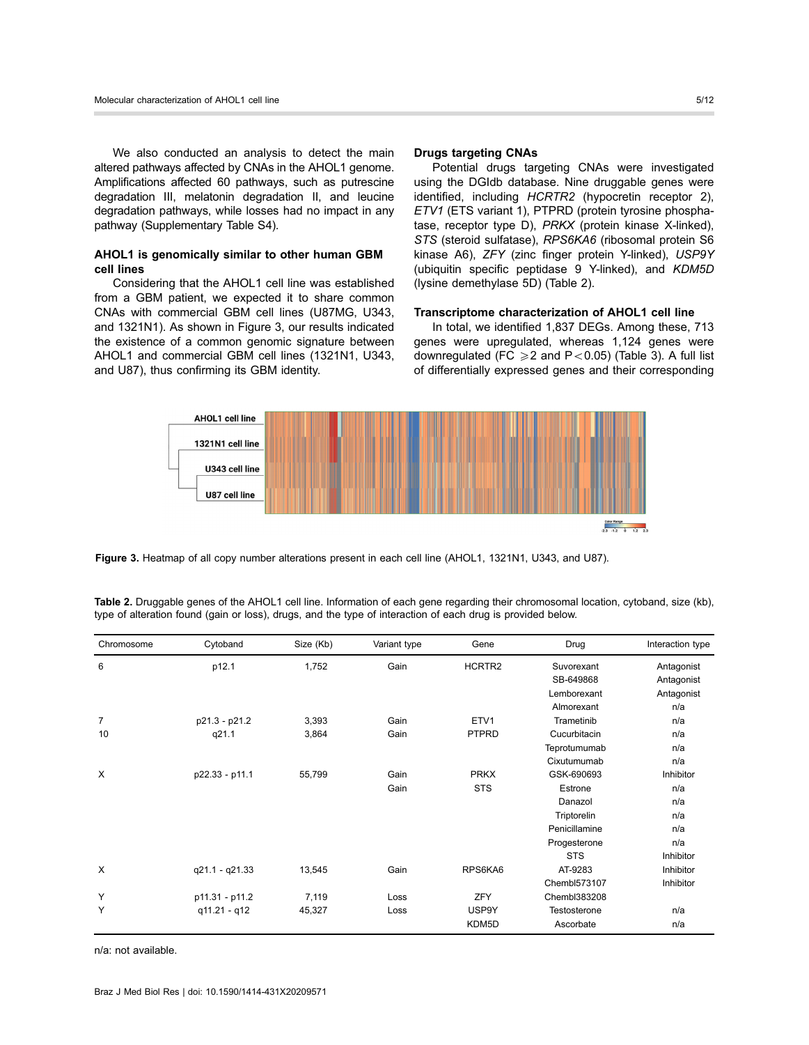We also conducted an analysis to detect the main altered pathways affected by CNAs in the AHOL1 genome. Amplifications affected 60 pathways, such as putrescine degradation III, melatonin degradation II, and leucine degradation pathways, while losses had no impact in any pathway (Supplementary Table S4).

### AHOL1 is genomically similar to other human GBM cell lines

Considering that the AHOL1 cell line was established from a GBM patient, we expected it to share common CNAs with commercial GBM cell lines (U87MG, U343, and 1321N1). As shown in Figure 3, our results indicated the existence of a common genomic signature between AHOL1 and commercial GBM cell lines (1321N1, U343, and U87), thus confirming its GBM identity.

### Drugs targeting CNAs

Potential drugs targeting CNAs were investigated using the DGIdb database. Nine druggable genes were identified, including *HCRTR2* (hypocretin receptor 2), *ETV1* (ETS variant 1), PTPRD (protein tyrosine phosphatase, receptor type D), *PRKX* (protein kinase X-linked), *STS* (steroid sulfatase), *RPS6KA6* (ribosomal protein S6 kinase A6), *ZFY* (zinc finger protein Y-linked), *USP9Y* (ubiquitin specific peptidase 9 Y-linked), and *KDM5D* (lysine demethylase 5D) (Table 2).

### Transcriptome characterization of AHOL1 cell line

In total, we identified 1,837 DEGs. Among these, 713 genes were upregulated, whereas 1,124 genes were downregulated (FC $\geqslant 2$ and $P < 0.05$) (Table 3). A full list of differentially expressed genes and their corresponding

**Figure 3.** Heatmap of all copy number alterations present in each cell line (AHOL1, 1321N1, U343, and U87).

**Table 2.** Druggable genes of the AHOL1 cell line. Information of each gene regarding their chromosomal location, cytoband, size (kb), type of alteration found (gain or loss), drugs, and the type of interaction of each drug is provided below.

| Chromosome | Cytoband | Size (Kb) | Variant type | Gene | Drug | Interaction type |
|---|---|---|---|---|---|---|
| 6 | p12.1 | 1,752 | Gain | HCRTR2 | Suvorexant | Antagonist |
| | | | | | SB-649868 | Antagonist |
| | | | | | Lemborexant | Antagonist |
| | | | | | Almorexant | n/a |
| 7 | p21.3 - p21.2 | 3,393 | Gain | ETV1 | Trametinib | n/a |
| 10 | q21.1 | 3,864 | Gain | PTPRD | Cucurbitacin | n/a |
| | | | | | Teprotumumab | n/a |
| | | | | | Cixutumumab | n/a |
| X | p22.33 - p11.1 | 55,799 | Gain | PRKX | GSK-690693 | Inhibitor |
| | | | Gain | STS | Estrone | n/a |
| | | | | | Danazol | n/a |
| | | | | | Triptorelin | n/a |
| | | | | | Penicillamine | n/a |
| | | | | | Progesterone | n/a |
| | | | | | STS | Inhibitor |
| X | q21.1 - q21.33 | 13,545 | Gain | RPS6KA6 | AT-9283 | Inhibitor |
| | | | | | Chembl573107 | Inhibitor |
| Y | p11.31 - p11.2 | 7,119 | Loss | ZFY | Chembl383208 | |
| Y | q11.21 - q12 | 45,327 | Loss | USP9Y | Testosterone | n/a |
| | | | | KDM5D | Ascorbate | n/a |

n/a: not available.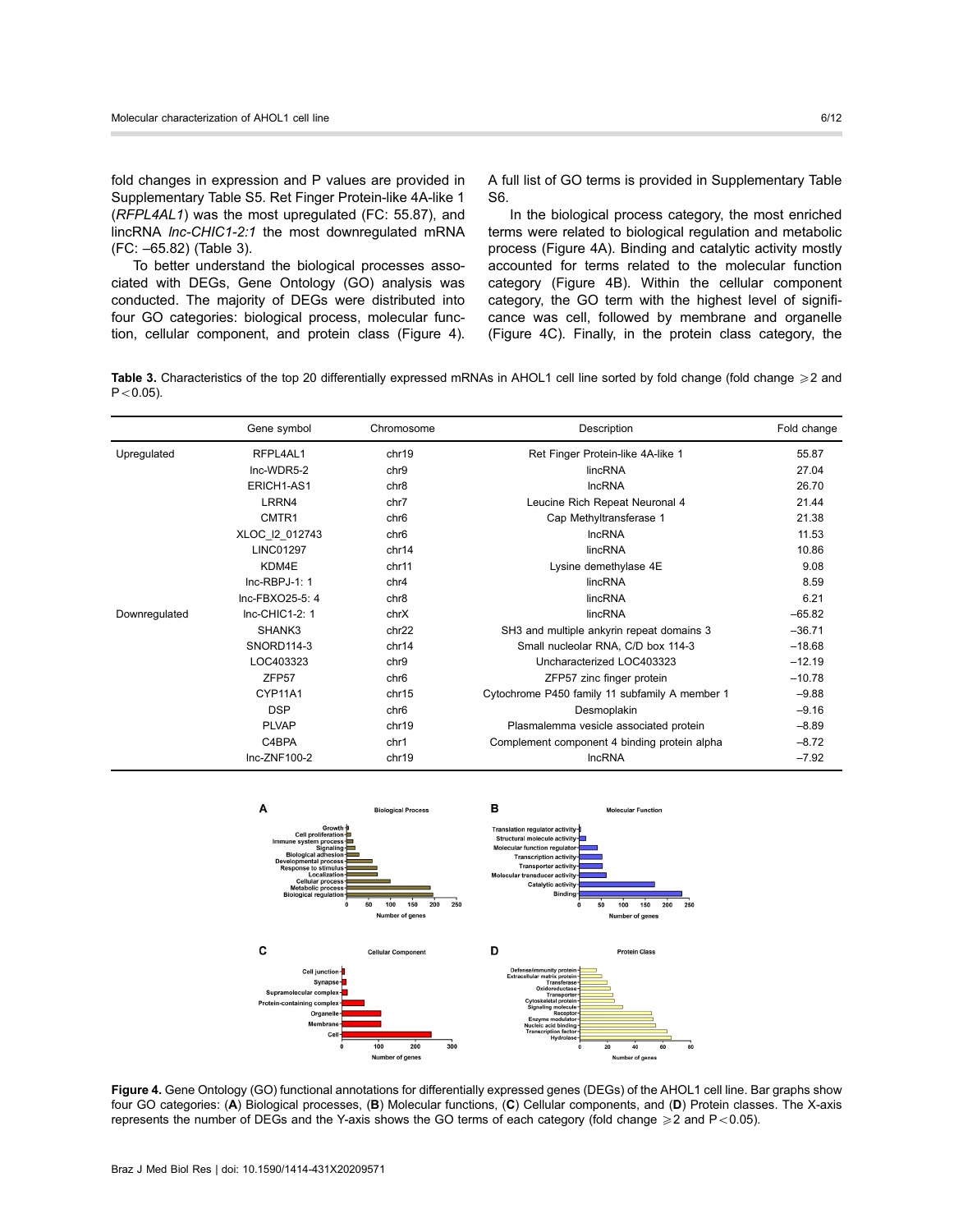fold changes in expression and P values are provided in Supplementary Table S5. Ret Finger Protein-like 4A-like 1 (*RFPL4AL1*) was the most upregulated (FC: 55.87), and lincRNA *lnc-CHIC1-2:1* the most downregulated mRNA (FC: –65.82) (Table 3).

To better understand the biological processes associated with DEGs, Gene Ontology (GO) analysis was conducted. The majority of DEGs were distributed into four GO categories: biological process, molecular function, cellular component, and protein class (Figure 4). A full list of GO terms is provided in Supplementary Table S6.

In the biological process category, the most enriched terms were related to biological regulation and metabolic process (Figure 4A). Binding and catalytic activity mostly accounted for terms related to the molecular function category (Figure 4B). Within the cellular component category, the GO term with the highest level of significance was cell, followed by membrane and organelle (Figure 4C). Finally, in the protein class category, the

**Table 3.** Characteristics of the top 20 differentially expressed mRNAs in AHOL1 cell line sorted by fold change (fold change $\geqslant 2$ and $P < 0.05$).

| | Gene symbol | Chromosome | Description | Fold change |
|---|---|---|---|---|
| Upregulated | RFPL4AL1 | chr19 | Ret Finger Protein-like 4A-like 1 | 55.87 |
| | lnc-WDR5-2 | chr9 | lincRNA | 27.04 |
| | ERICH1-AS1 | chr8 | lncRNA | 26.70 |
| | LRRN4 | chr7 | Leucine Rich Repeat Neuronal 4 | 21.44 |
| | CMTR1 | chr6 | Cap Methyltransferase 1 | 21.38 |
| | XLOC_l2_012743 | chr6 | lncRNA | 11.53 |
| | LINC01297 | chr14 | lincRNA | 10.86 |
| | KDM4E | chr11 | Lysine demethylase 4E | 9.08 |
| | lnc-RBPJ-1: 1 | chr4 | lincRNA | 8.59 |
| | lnc-FBXO25-5: 4 | chr8 | lincRNA | 6.21 |
| Downregulated | lnc-CHIC1-2: 1 | chrX | lincRNA | –65.82 |
| | SHANK3 | chr22 | SH3 and multiple ankyrin repeat domains 3 | –36.71 |
| | SNORD114-3 | chr14 | Small nucleolar RNA, C/D box 114-3 | –18.68 |
| | LOC403323 | chr9 | Uncharacterized LOC403323 | –12.19 |
| | ZFP57 | chr6 | ZFP57 zinc finger protein | –10.78 |
| | CYP11A1 | chr15 | Cytochrome P450 family 11 subfamily A member 1 | –9.88 |
| | DSP | chr6 | Desmoplakin | –9.16 |
| | PLVAP | chr19 | Plasmalemma vesicle associated protein | –8.89 |
| | C4BPA | chr1 | Complement component 4 binding protein alpha | –8.72 |
| | lnc-ZNF100-2 | chr19 | lncRNA | –7.92 |

**Figure 4.** Gene Ontology (GO) functional annotations for differentially expressed genes (DEGs) of the AHOL1 cell line. Bar graphs show four GO categories: (**A**) Biological processes, (**B**) Molecular functions, (**C**) Cellular components, and (**D**) Protein classes. The X-axis represents the number of DEGs and the Y-axis shows the GO terms of each category (fold change $\geqslant 2$ and $P < 0.05$).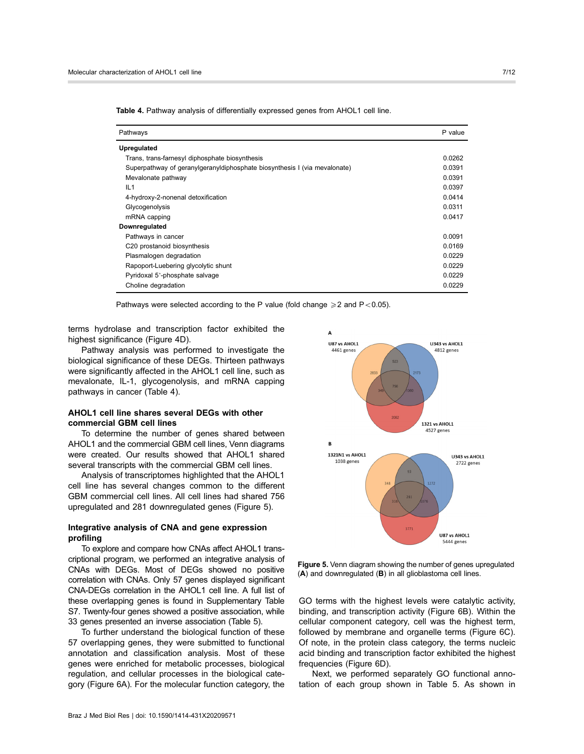**Table 4.** Pathway analysis of differentially expressed genes from AHOL1 cell line.

| Pathways | P value |
|---|---|
| **Upregulated** | |
| Trans, trans-farnesyl diphosphate biosynthesis | 0.0262 |
| Superpathway of geranylgeranyldiphosphate biosynthesis I (via mevalonate) | 0.0391 |
| Mevalonate pathway | 0.0391 |
| IL1 | 0.0397 |
| 4-hydroxy-2-nonenal detoxification | 0.0414 |
| Glycogenolysis | 0.0311 |
| mRNA capping | 0.0417 |
| **Downregulated** | |
| Pathways in cancer | 0.0091 |
| C20 prostanoid biosynthesis | 0.0169 |
| Plasmalogen degradation | 0.0229 |
| Rapoport-Luebering glycolytic shunt | 0.0229 |
| Pyridoxal 5'-phosphate salvage | 0.0229 |
| Choline degradation | 0.0229 |

Pathways were selected according to the P value (fold change $\geqslant 2$ and $P < 0.05$).

terms hydrolase and transcription factor exhibited the highest significance (Figure 4D).

Pathway analysis was performed to investigate the biological significance of these DEGs. Thirteen pathways were significantly affected in the AHOL1 cell line, such as mevalonate, IL-1, glycogenolysis, and mRNA capping pathways in cancer (Table 4).

### AHOL1 cell line shares several DEGs with other commercial GBM cell lines

To determine the number of genes shared between AHOL1 and the commercial GBM cell lines, Venn diagrams were created. Our results showed that AHOL1 shared several transcripts with the commercial GBM cell lines.

Analysis of transcriptomes highlighted that the AHOL1 cell line has several changes common to the different GBM commercial cell lines. All cell lines had shared 756 upregulated and 281 downregulated genes (Figure 5).

### Integrative analysis of CNA and gene expression profiling

To explore and compare how CNAs affect AHOL1 transcriptional program, we performed an integrative analysis of CNAs with DEGs. Most of DEGs showed no positive correlation with CNAs. Only 57 genes displayed significant CNA-DEGs correlation in the AHOL1 cell line. A full list of these overlapping genes is found in Supplementary Table S7. Twenty-four genes showed a positive association, while 33 genes presented an inverse association (Table 5).

To further understand the biological function of these 57 overlapping genes, they were submitted to functional annotation and classification analysis. Most of these genes were enriched for metabolic processes, biological regulation, and cellular processes in the biological category (Figure 6A). For the molecular function category, the GO terms with the highest levels were catalytic activity, binding, and transcription activity (Figure 6B). Within the cellular component category, cell was the highest term, followed by membrane and organelle terms (Figure 6C). Of note, in the protein class category, the terms nucleic acid binding and transcription factor exhibited the highest frequencies (Figure 6D).

**Figure 5.** Venn diagram showing the number of genes upregulated (**A**) and downregulated (**B**) in all glioblastoma cell lines.

Next, we performed separately GO functional annotation of each group shown in Table 5. As shown in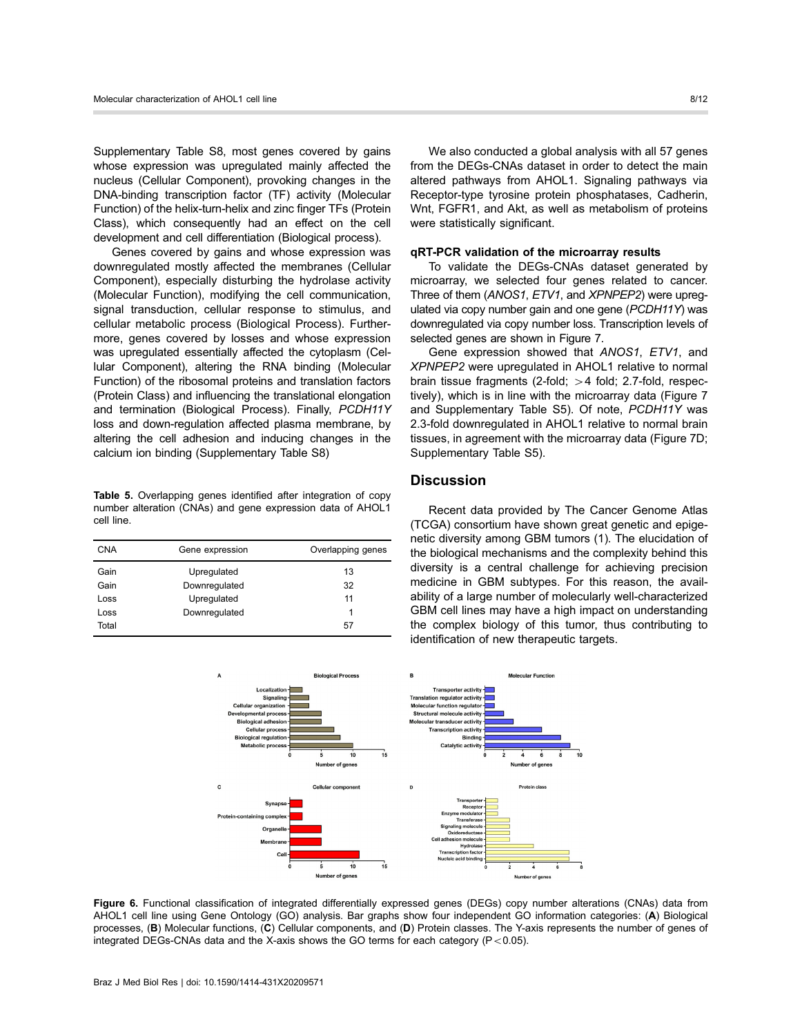Supplementary Table S8, most genes covered by gains whose expression was upregulated mainly affected the nucleus (Cellular Component), provoking changes in the DNA-binding transcription factor (TF) activity (Molecular Function) of the helix-turn-helix and zinc finger TFs (Protein Class), which consequently had an effect on the cell development and cell differentiation (Biological process).

Genes covered by gains and whose expression was downregulated mostly affected the membranes (Cellular Component), especially disturbing the hydrolase activity (Molecular Function), modifying the cell communication, signal transduction, cellular response to stimulus, and cellular metabolic process (Biological Process). Furthermore, genes covered by losses and whose expression was upregulated essentially affected the cytoplasm (Cellular Component), altering the RNA binding (Molecular Function) of the ribosomal proteins and translation factors (Protein Class) and influencing the translational elongation and termination (Biological Process). Finally, *PCDH11Y* loss and down-regulation affected plasma membrane, by altering the cell adhesion and inducing changes in the calcium ion binding (Supplementary Table S8)

**Table 5.** Overlapping genes identified after integration of copy number alteration (CNAs) and gene expression data of AHOL1 cell line.

| CNA | Gene expression | Overlapping genes |
|---|---|---|
| Gain | Upregulated | 13 |
| Gain | Downregulated | 32 |
| Loss | Upregulated | 11 |
| Loss | Downregulated | 1 |
| Total | | 57 |

We also conducted a global analysis with all 57 genes from the DEGs-CNAs dataset in order to detect the main altered pathways from AHOL1. Signaling pathways via Receptor-type tyrosine protein phosphatases, Cadherin, Wnt, FGFR1, and Akt, as well as metabolism of proteins were statistically significant.

### qRT-PCR validation of the microarray results

To validate the DEGs-CNAs dataset generated by microarray, we selected four genes related to cancer. Three of them (*ANOS1*, *ETV1*, and *XPNPEP2*) were upregulated via copy number gain and one gene (*PCDH11Y*) was downregulated via copy number loss. Transcription levels of selected genes are shown in Figure 7.

Gene expression showed that *ANOS1*, *ETV1*, and *XPNPEP2* were upregulated in AHOL1 relative to normal brain tissue fragments (2-fold; >4 fold; 2.7-fold, respectively), which is in line with the microarray data (Figure 7 and Supplementary Table S5). Of note, *PCDH11Y* was 2.3-fold downregulated in AHOL1 relative to normal brain tissues, in agreement with the microarray data (Figure 7D; Supplementary Table S5).

## Discussion

Recent data provided by The Cancer Genome Atlas (TCGA) consortium have shown great genetic and epigenetic diversity among GBM tumors (1). The elucidation of the biological mechanisms and the complexity behind this diversity is a central challenge for achieving precision medicine in GBM subtypes. For this reason, the availability of a large number of molecularly well-characterized GBM cell lines may have a high impact on understanding the complex biology of this tumor, thus contributing to identification of new therapeutic targets.

**Figure 6.** Functional classification of integrated differentially expressed genes (DEGs) copy number alterations (CNAs) data from AHOL1 cell line using Gene Ontology (GO) analysis. Bar graphs show four independent GO information categories: (**A**) Biological processes, (**B**) Molecular functions, (**C**) Cellular components, and (**D**) Protein classes. The Y-axis represents the number of genes of integrated DEGs-CNAs data and the X-axis shows the GO terms for each category ($P<0.05$).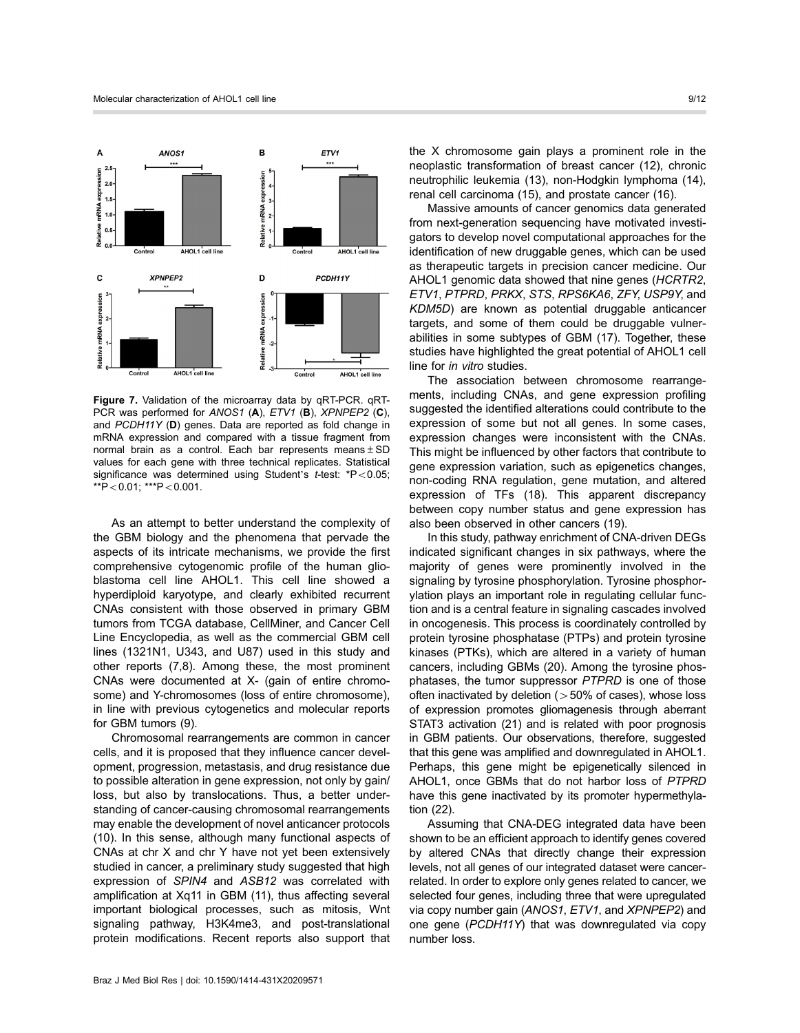**Figure 7.** Validation of the microarray data by qRT-PCR. qRT-PCR was performed for *ANOS1* (**A**), *ETV1* (**B**), *XPNPEP2* (**C**), and *PCDH11Y* (**D**) genes. Data are reported as fold change in mRNA expression and compared with a tissue fragment from normal brain as a control. Each bar represents means ± SD values for each gene with three technical replicates. Statistical significance was determined using Student's *t*-test: *P < 0.05; **P < 0.01; ***P < 0.001.

As an attempt to better understand the complexity of the GBM biology and the phenomena that pervade the aspects of its intricate mechanisms, we provide the first comprehensive cytogenomic profile of the human glioblastoma cell line AHOL1. This cell line showed a hyperdiploid karyotype, and clearly exhibited recurrent CNAs consistent with those observed in primary GBM tumors from TCGA database, CellMiner, and Cancer Cell Line Encyclopedia, as well as the commercial GBM cell lines (1321N1, U343, and U87) used in this study and other reports (7,8). Among these, the most prominent CNAs were documented at X- (gain of entire chromosome) and Y-chromosomes (loss of entire chromosome), in line with previous cytogenetics and molecular reports for GBM tumors (9).

Chromosomal rearrangements are common in cancer cells, and it is proposed that they influence cancer development, progression, metastasis, and drug resistance due to possible alteration in gene expression, not only by gain/loss, but also by translocations. Thus, a better understanding of cancer-causing chromosomal rearrangements may enable the development of novel anticancer protocols (10). In this sense, although many functional aspects of CNAs at chr X and chr Y have not yet been extensively studied in cancer, a preliminary study suggested that high expression of *SPIN4* and *ASB12* was correlated with amplification at Xq11 in GBM (11), thus affecting several important biological processes, such as mitosis, Wnt signaling pathway, H3K4me3, and post-translational protein modifications. Recent reports also support that the X chromosome gain plays a prominent role in the neoplastic transformation of breast cancer (12), chronic neutrophilic leukemia (13), non-Hodgkin lymphoma (14), renal cell carcinoma (15), and prostate cancer (16).

Massive amounts of cancer genomics data generated from next-generation sequencing have motivated investigators to develop novel computational approaches for the identification of new druggable genes, which can be used as therapeutic targets in precision cancer medicine. Our AHOL1 genomic data showed that nine genes (*HCRTR2*, *ETV1*, *PTPRD*, *PRKX*, *STS*, *RPS6KA6*, *ZFY*, *USP9Y*, and *KDM5D*) are known as potential druggable anticancer targets, and some of them could be druggable vulnerabilities in some subtypes of GBM (17). Together, these studies have highlighted the great potential of AHOL1 cell line for *in vitro* studies.

The association between chromosome rearrangements, including CNAs, and gene expression profiling suggested the identified alterations could contribute to the expression of some but not all genes. In some cases, expression changes were inconsistent with the CNAs. This might be influenced by other factors that contribute to gene expression variation, such as epigenetics changes, non-coding RNA regulation, gene mutation, and altered expression of TFs (18). This apparent discrepancy between copy number status and gene expression has also been observed in other cancers (19).

In this study, pathway enrichment of CNA-driven DEGs indicated significant changes in six pathways, where the majority of genes were prominently involved in the signaling by tyrosine phosphorylation. Tyrosine phosphorylation plays an important role in regulating cellular function and is a central feature in signaling cascades involved in oncogenesis. This process is coordinately controlled by protein tyrosine phosphatase (PTPs) and protein tyrosine kinases (PTKs), which are altered in a variety of human cancers, including GBMs (20). Among the tyrosine phosphatases, the tumor suppressor *PTPRD* is one of those often inactivated by deletion (>50% of cases), whose loss of expression promotes gliomagenesis through aberrant STAT3 activation (21) and is related with poor prognosis in GBM patients. Our observations, therefore, suggested that this gene was amplified and downregulated in AHOL1. Perhaps, this gene might be epigenetically silenced in AHOL1, once GBMs that do not harbor loss of *PTPRD* have this gene inactivated by its promoter hypermethylation (22).

Assuming that CNA-DEG integrated data have been shown to be an efficient approach to identify genes covered by altered CNAs that directly change their expression levels, not all genes of our integrated dataset were cancer-related. In order to explore only genes related to cancer, we selected four genes, including three that were upregulated via copy number gain (*ANOS1*, *ETV1*, and *XPNPEP2*) and one gene (*PCDH11Y*) that was downregulated via copy number loss.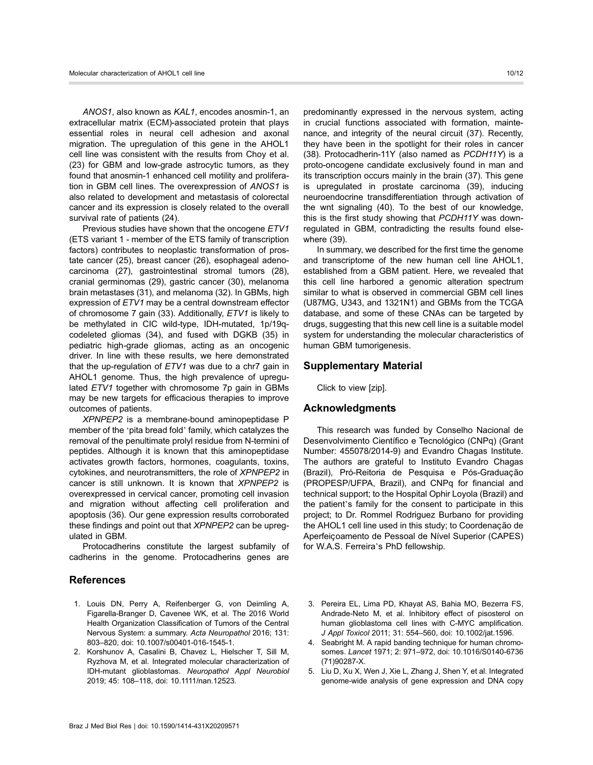*ANOS1*, also known as *KAL1*, encodes anosmin-1, an extracellular matrix (ECM)-associated protein that plays essential roles in neural cell adhesion and axonal migration. The upregulation of this gene in the AHOL1 cell line was consistent with the results from Choy et al. (23) for GBM and low-grade astrocytic tumors, as they found that anosmin-1 enhanced cell motility and proliferation in GBM cell lines. The overexpression of *ANOS1* is also related to development and metastasis of colorectal cancer and its expression is closely related to the overall survival rate of patients (24).

Previous studies have shown that the oncogene *ETV1* (ETS variant 1 - member of the ETS family of transcription factors) contributes to neoplastic transformation of prostate cancer (25), breast cancer (26), esophageal adenocarcinoma (27), gastrointestinal stromal tumors (28), cranial germinomas (29), gastric cancer (30), melanoma brain metastases (31), and melanoma (32). In GBMs, high expression of *ETV1* may be a central downstream effector of chromosome 7 gain (33). Additionally, *ETV1* is likely to be methylated in CIC wild-type, IDH-mutated, 1p/19q-codeleted gliomas (34), and fused with DGKB (35) in pediatric high-grade gliomas, acting as an oncogenic driver. In line with these results, we here demonstrated that the up-regulation of *ETV1* was due to a chr7 gain in AHOL1 genome. Thus, the high prevalence of upregulated *ETV1* together with chromosome 7p gain in GBMs may be new targets for efficacious therapies to improve outcomes of patients.

*XPNPEP2* is a membrane-bound aminopeptidase P member of the 'pita bread fold' family, which catalyzes the removal of the penultimate prolyl residue from N-termini of peptides. Although it is known that this aminopeptidase activates growth factors, hormones, coagulants, toxins, cytokines, and neurotransmitters, the role of *XPNPEP2* in cancer is still unknown. It is known that *XPNPEP2* is overexpressed in cervical cancer, promoting cell invasion and migration without affecting cell proliferation and apoptosis (36). Our gene expression results corroborated these findings and point out that *XPNPEP2* can be upregulated in GBM.

Protocadherins constitute the largest subfamily of cadherins in the genome. Protocadherins genes are predominantly expressed in the nervous system, acting in crucial functions associated with formation, maintenance, and integrity of the neural circuit (37). Recently, they have been in the spotlight for their roles in cancer (38). Protocadherin-11Y (also named as *PCDH11Y*) is a proto-oncogene candidate exclusively found in man and its transcription occurs mainly in the brain (37). This gene is upregulated in prostate carcinoma (39), inducing neuroendocrine transdifferentiation through activation of the wnt signaling (40). To the best of our knowledge, this is the first study showing that *PCDH11Y* was downregulated in GBM, contradicting the results found elsewhere (39).

In summary, we described for the first time the genome and transcriptome of the new human cell line AHOL1, established from a GBM patient. Here, we revealed that this cell line harbored a genomic alteration spectrum similar to what is observed in commercial GBM cell lines (U87MG, U343, and 1321N1) and GBMs from the TCGA database, and some of these CNAs can be targeted by drugs, suggesting that this new cell line is a suitable model system for understanding the molecular characteristics of human GBM tumorigenesis.

## Supplementary Material

Click to view [zip].

## Acknowledgments

This research was funded by Conselho Nacional de Desenvolvimento Científico e Tecnológico (CNPq) (Grant Number: 455078/2014-9) and Evandro Chagas Institute. The authors are grateful to Instituto Evandro Chagas (Brazil), Pró-Reitoria de Pesquisa e Pós-Graduação (PROPESP/UFPA, Brazil), and CNPq for financial and technical support; to the Hospital Ophir Loyola (Brazil) and the patient's family for the consent to participate in this project; to Dr. Rommel Rodriguez Burbano for providing the AHOL1 cell line used in this study; to Coordenação de Aperfeiçoamento de Pessoal de Nível Superior (CAPES) for W.A.S. Ferreira's PhD fellowship.

## References

1. Louis DN, Perry A, Reifenberger G, von Deimling A, Figarella-Branger D, Cavenee WK, et al. The 2016 World Health Organization Classification of Tumors of the Central Nervous System: a summary. *Acta Neuropathol* 2016; 131: 803–820, doi: 10.1007/s00401-016-1545-1.
2. Korshunov A, Casalini B, Chavez L, Hielscher T, Sill M, Ryzhova M, et al. Integrated molecular characterization of IDH-mutant glioblastomas. *Neuropathol Appl Neurobiol* 2019; 45: 108–118, doi: 10.1111/nan.12523.
3. Pereira EL, Lima PD, Khayat AS, Bahia MO, Bezerra FS, Andrade-Neto M, et al. Inhibitory effect of pisosterol on human glioblastoma cell lines with C-MYC amplification. *J Appl Toxicol* 2011; 31: 554–560, doi: 10.1002/jat.1596.
4. Seabright M. A rapid banding technique for human chromosomes. *Lancet* 1971; 2: 971–972, doi: 10.1016/S0140-6736(71)90287-X.
5. Liu D, Xu X, Wen J, Xie L, Zhang J, Shen Y, et al. Integrated genome-wide analysis of gene expression and DNA copy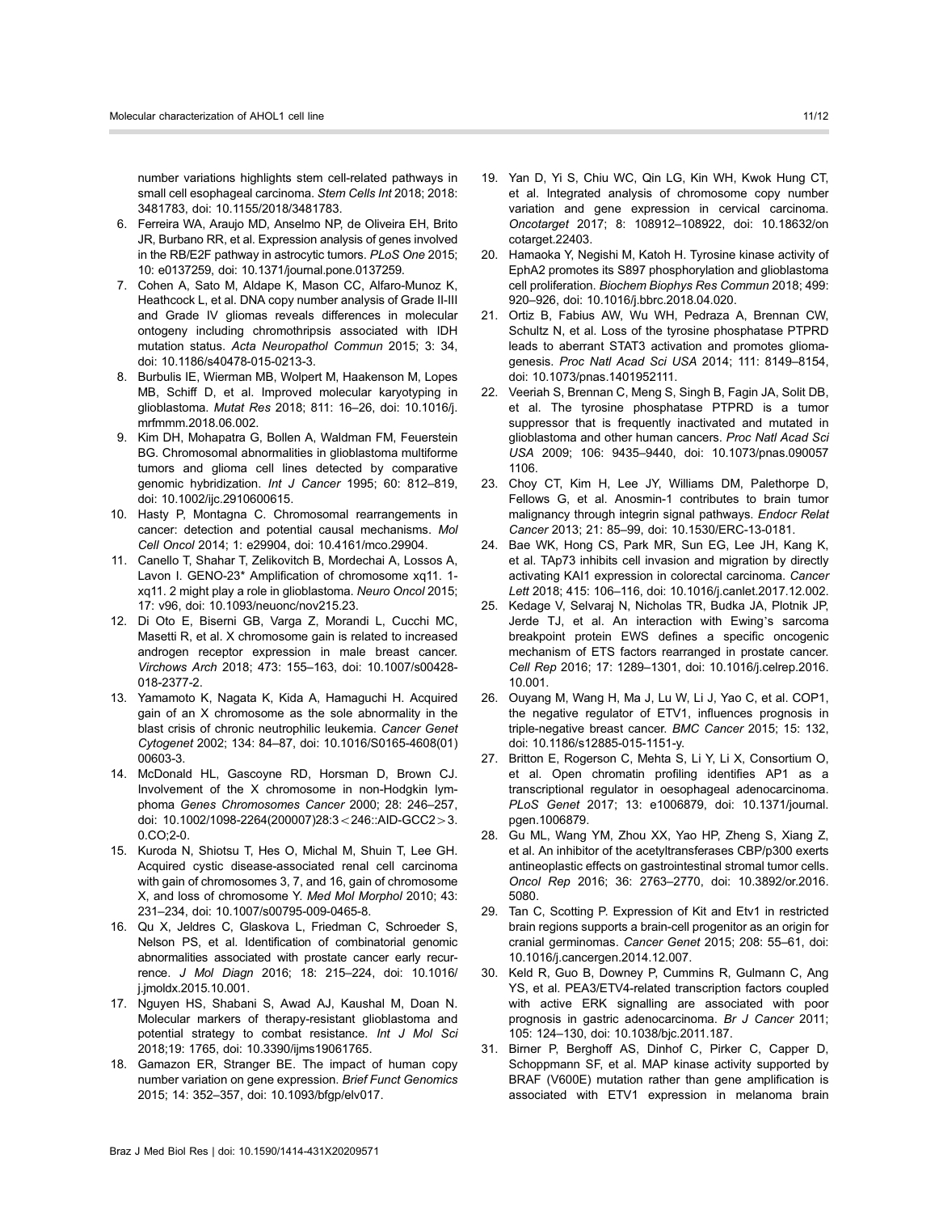number variations highlights stem cell-related pathways in small cell esophageal carcinoma. *Stem Cells Int* 2018; 2018: 3481783, doi: 10.1155/2018/3481783.

6. Ferreira WA, Araujo MD, Anselmo NP, de Oliveira EH, Brito JR, Burbano RR, et al. Expression analysis of genes involved in the RB/E2F pathway in astrocytic tumors. *PLoS One* 2015; 10: e0137259, doi: 10.1371/journal.pone.0137259.
7. Cohen A, Sato M, Aldape K, Mason CC, Alfaro-Munoz K, Heathcock L, et al. DNA copy number analysis of Grade II-III and Grade IV gliomas reveals differences in molecular ontogeny including chromothripsis associated with IDH mutation status. *Acta Neuropathol Commun* 2015; 3: 34, doi: 10.1186/s40478-015-0213-3.
8. Burbulis IE, Wierman MB, Wolpert M, Haakenson M, Lopes MB, Schiff D, et al. Improved molecular karyotyping in glioblastoma. *Mutat Res* 2018; 811: 16–26, doi: 10.1016/j.mrfmmm.2018.06.002.
9. Kim DH, Mohapatra G, Bollen A, Waldman FM, Feuerstein BG. Chromosomal abnormalities in glioblastoma multiforme tumors and glioma cell lines detected by comparative genomic hybridization. *Int J Cancer* 1995; 60: 812–819, doi: 10.1002/ijc.2910600615.
10. Hasty P, Montagna C. Chromosomal rearrangements in cancer: detection and potential causal mechanisms. *Mol Cell Oncol* 2014; 1: e29904, doi: 10.4161/mco.29904.
11. Canello T, Shahar T, Zelikovitch B, Mordechai A, Lossos A, Lavon I. GENO-23* Amplification of chromosome xq11. 1-xq11. 2 might play a role in glioblastoma. *Neuro Oncol* 2015; 17: v96, doi: 10.1093/neuonc/nov215.23.
12. Di Oto E, Biserni GB, Varga Z, Morandi L, Cucchi MC, Masetti R, et al. X chromosome gain is related to increased androgen receptor expression in male breast cancer. *Virchows Arch* 2018; 473: 155–163, doi: 10.1007/s00428-018-2377-2.
13. Yamamoto K, Nagata K, Kida A, Hamaguchi H. Acquired gain of an X chromosome as the sole abnormality in the blast crisis of chronic neutrophilic leukemia. *Cancer Genet Cytogenet* 2002; 134: 84–87, doi: 10.1016/S0165-4608(01)00603-3.
14. McDonald HL, Gascoyne RD, Horsman D, Brown CJ. Involvement of the X chromosome in non-Hodgkin lymphoma *Genes Chromosomes Cancer* 2000; 28: 246–257, doi: 10.1002/1098-2264(200007)28:3<246::AID-GCC2>3.0.CO;2-0.
15. Kuroda N, Shiotsu T, Hes O, Michal M, Shuin T, Lee GH. Acquired cystic disease-associated renal cell carcinoma with gain of chromosomes 3, 7, and 16, gain of chromosome X, and loss of chromosome Y. *Med Mol Morphol* 2010; 43: 231–234, doi: 10.1007/s00795-009-0465-8.
16. Qu X, Jeldres C, Glaskova L, Friedman C, Schroeder S, Nelson PS, et al. Identification of combinatorial genomic abnormalities associated with prostate cancer early recurrence. *J Mol Diagn* 2016; 18: 215–224, doi: 10.1016/j.jmoldx.2015.10.001.
17. Nguyen HS, Shabani S, Awad AJ, Kaushal M, Doan N. Molecular markers of therapy-resistant glioblastoma and potential strategy to combat resistance. *Int J Mol Sci* 2018;19: 1765, doi: 10.3390/ijms19061765.
18. Gamazon ER, Stranger BE. The impact of human copy number variation on gene expression. *Brief Funct Genomics* 2015; 14: 352–357, doi: 10.1093/bfgp/elv017.
19. Yan D, Yi S, Chiu WC, Qin LG, Kin WH, Kwok Hung CT, et al. Integrated analysis of chromosome copy number variation and gene expression in cervical carcinoma. *Oncotarget* 2017; 8: 108912–108922, doi: 10.18632/oncotarget.22403.
20. Hamaoka Y, Negishi M, Katoh H. Tyrosine kinase activity of EphA2 promotes its S897 phosphorylation and glioblastoma cell proliferation. *Biochem Biophys Res Commun* 2018; 499: 920–926, doi: 10.1016/j.bbrc.2018.04.020.
21. Ortiz B, Fabius AW, Wu WH, Pedraza A, Brennan CW, Schultz N, et al. Loss of the tyrosine phosphatase PTPRD leads to aberrant STAT3 activation and promotes gliomagenesis. *Proc Natl Acad Sci USA* 2014; 111: 8149–8154, doi: 10.1073/pnas.1401952111.
22. Veeriah S, Brennan C, Meng S, Singh B, Fagin JA, Solit DB, et al. The tyrosine phosphatase PTPRD is a tumor suppressor that is frequently inactivated and mutated in glioblastoma and other human cancers. *Proc Natl Acad Sci USA* 2009; 106: 9435–9440, doi: 10.1073/pnas.0900571106.
23. Choy CT, Kim H, Lee JY, Williams DM, Palethorpe D, Fellows G, et al. Anosmin-1 contributes to brain tumor malignancy through integrin signal pathways. *Endocr Relat Cancer* 2013; 21: 85–99, doi: 10.1530/ERC-13-0181.
24. Bae WK, Hong CS, Park MR, Sun EG, Lee JH, Kang K, et al. TAp73 inhibits cell invasion and migration by directly activating KAI1 expression in colorectal carcinoma. *Cancer Lett* 2018; 415: 106–116, doi: 10.1016/j.canlet.2017.12.002.
25. Kedage V, Selvaraj N, Nicholas TR, Budka JA, Plotnik JP, Jerde TJ, et al. An interaction with Ewing's sarcoma breakpoint protein EWS defines a specific oncogenic mechanism of ETS factors rearranged in prostate cancer. *Cell Rep* 2016; 17: 1289–1301, doi: 10.1016/j.celrep.2016.10.001.
26. Ouyang M, Wang H, Ma J, Lu W, Li J, Yao C, et al. COP1, the negative regulator of ETV1, influences prognosis in triple-negative breast cancer. *BMC Cancer* 2015; 15: 132, doi: 10.1186/s12885-015-1151-y.
27. Britton E, Rogerson C, Mehta S, Li Y, Li X, Consortium O, et al. Open chromatin profiling identifies AP1 as a transcriptional regulator in oesophageal adenocarcinoma. *PLoS Genet* 2017; 13: e1006879, doi: 10.1371/journal.pgen.1006879.
28. Gu ML, Wang YM, Zhou XX, Yao HP, Zheng S, Xiang Z, et al. An inhibitor of the acetyltransferases CBP/p300 exerts antineoplastic effects on gastrointestinal stromal tumor cells. *Oncol Rep* 2016; 36: 2763–2770, doi: 10.3892/or.2016.5080.
29. Tan C, Scotting P. Expression of Kit and Etv1 in restricted brain regions supports a brain-cell progenitor as an origin for cranial germinomas. *Cancer Genet* 2015; 208: 55–61, doi: 10.1016/j.cancergen.2014.12.007.
30. Keld R, Guo B, Downey P, Cummins R, Gulmann C, Ang YS, et al. PEA3/ETV4-related transcription factors coupled with active ERK signalling are associated with poor prognosis in gastric adenocarcinoma. *Br J Cancer* 2011; 105: 124–130, doi: 10.1038/bjc.2011.187.
31. Birner P, Berghoff AS, Dinhof C, Pirker C, Capper D, Schoppmann SF, et al. MAP kinase activity supported by BRAF (V600E) mutation rather than gene amplification is associated with ETV1 expression in melanoma brain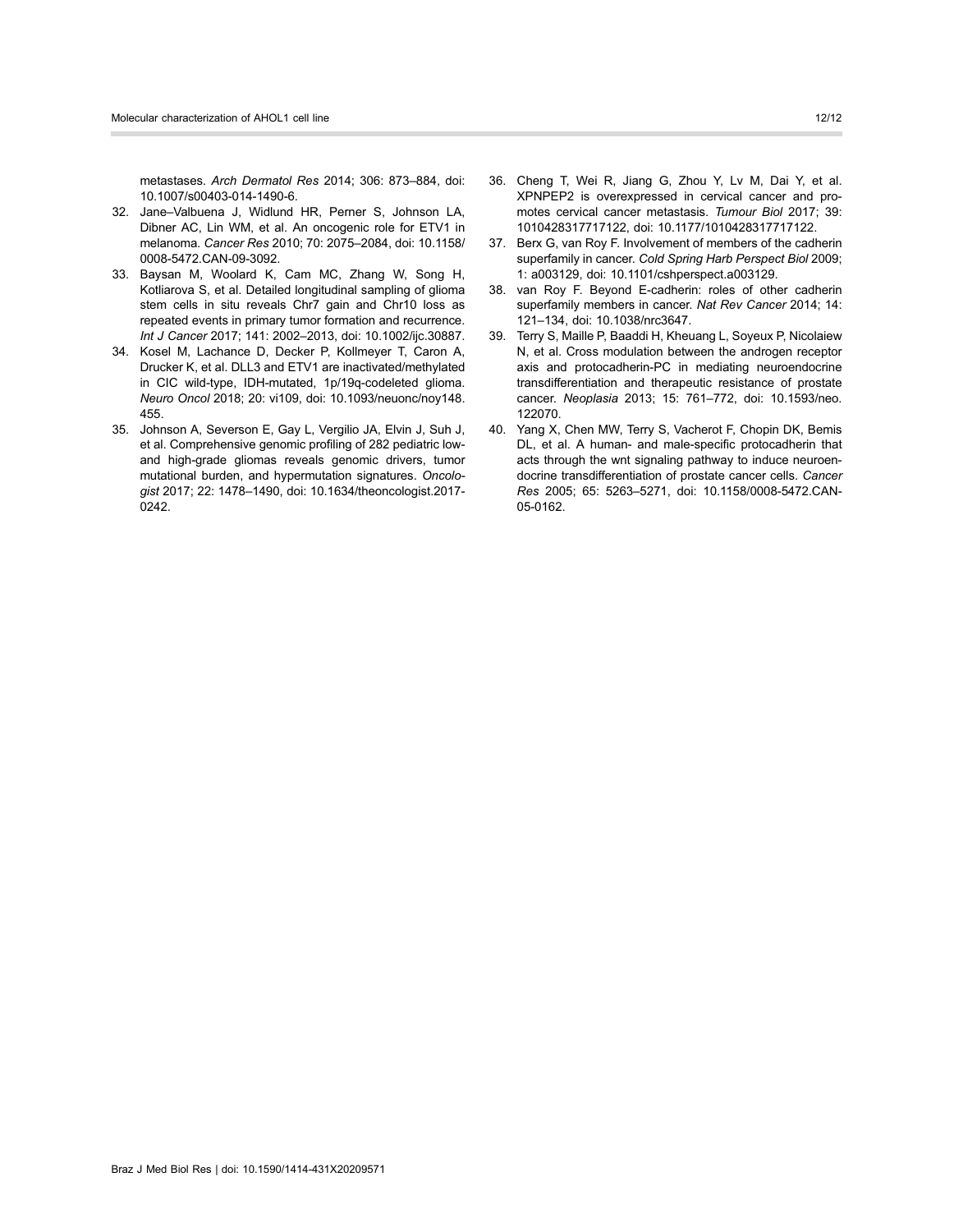metastases. *Arch Dermatol Res* 2014; 306: 873–884, doi: 10.1007/s00403-014-1490-6.

32. Jane–Valbuena J, Widlund HR, Perner S, Johnson LA, Dibner AC, Lin WM, et al. An oncogenic role for ETV1 in melanoma. *Cancer Res* 2010; 70: 2075–2084, doi: 10.1158/0008-5472.CAN-09-3092.
33. Baysan M, Woolard K, Cam MC, Zhang W, Song H, Kotliarova S, et al. Detailed longitudinal sampling of glioma stem cells in situ reveals Chr7 gain and Chr10 loss as repeated events in primary tumor formation and recurrence. *Int J Cancer* 2017; 141: 2002–2013, doi: 10.1002/ijc.30887.
34. Kosel M, Lachance D, Decker P, Kollmeyer T, Caron A, Drucker K, et al. DLL3 and ETV1 are inactivated/methylated in CIC wild-type, IDH-mutated, 1p/19q-codeleted glioma. *Neuro Oncol* 2018; 20: vi109, doi: 10.1093/neuonc/noy148.455.
35. Johnson A, Severson E, Gay L, Vergilio JA, Elvin J, Suh J, et al. Comprehensive genomic profiling of 282 pediatric low- and high-grade gliomas reveals genomic drivers, tumor mutational burden, and hypermutation signatures. *Oncologist* 2017; 22: 1478–1490, doi: 10.1634/theoncologist.2017-0242.
36. Cheng T, Wei R, Jiang G, Zhou Y, Lv M, Dai Y, et al. XPNPEP2 is overexpressed in cervical cancer and promotes cervical cancer metastasis. *Tumour Biol* 2017; 39: 1010428317717122, doi: 10.1177/1010428317717122.
37. Berx G, van Roy F. Involvement of members of the cadherin superfamily in cancer. *Cold Spring Harb Perspect Biol* 2009; 1: a003129, doi: 10.1101/cshperspect.a003129.
38. van Roy F. Beyond E-cadherin: roles of other cadherin superfamily members in cancer. *Nat Rev Cancer* 2014; 14: 121–134, doi: 10.1038/nrc3647.
39. Terry S, Maille P, Baaddi H, Kheuang L, Soyeux P, Nicolaiew N, et al. Cross modulation between the androgen receptor axis and protocadherin-PC in mediating neuroendocrine transdifferentiation and therapeutic resistance of prostate cancer. *Neoplasia* 2013; 15: 761–772, doi: 10.1593/neo.122070.
40. Yang X, Chen MW, Terry S, Vacherot F, Chopin DK, Bemis DL, et al. A human- and male-specific protocadherin that acts through the wnt signaling pathway to induce neuroendocrine transdifferentiation of prostate cancer cells. *Cancer Res* 2005; 65: 5263–5271, doi: 10.1158/0008-5472.CAN-05-0162.